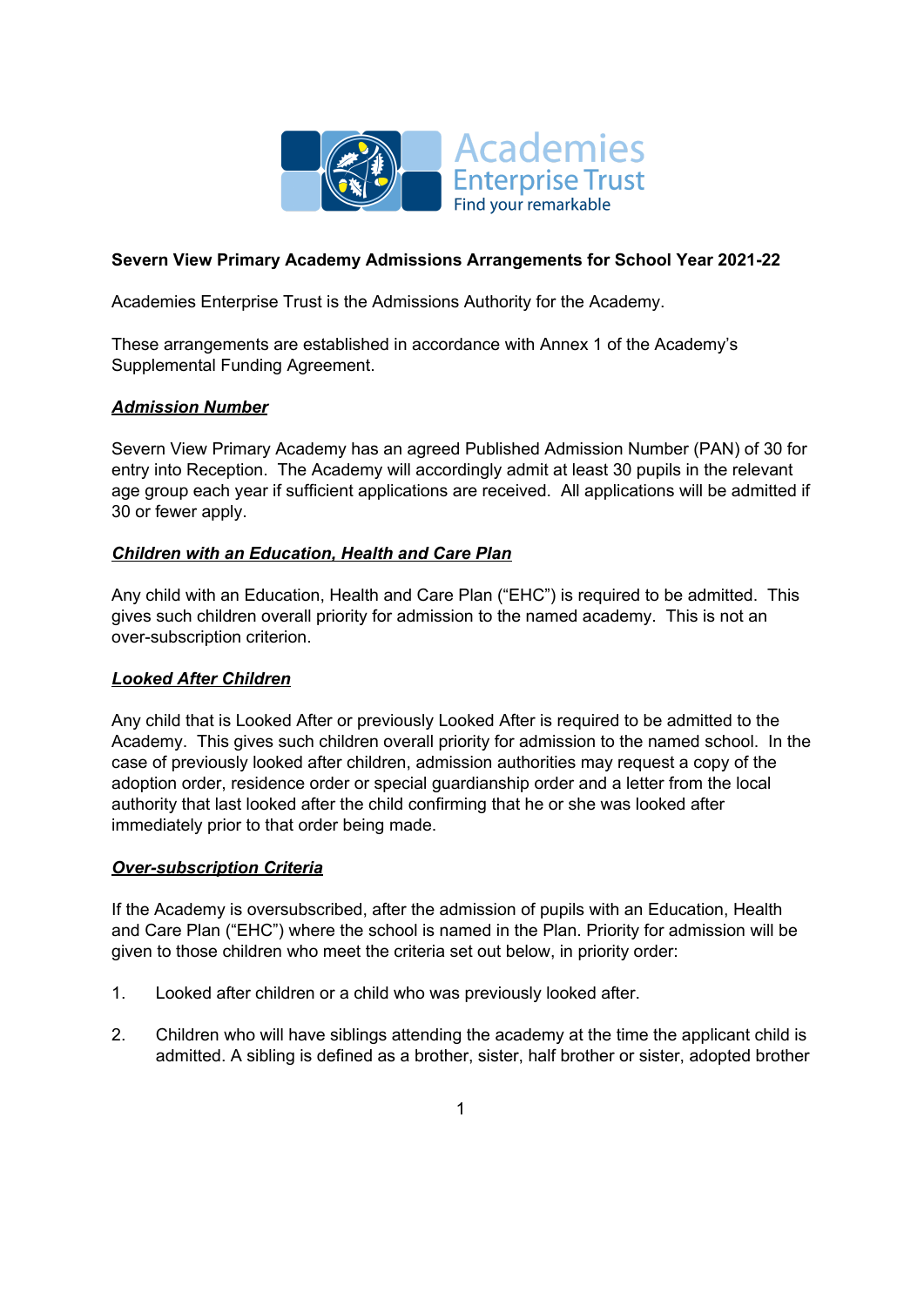**Severn View Primary Academy Admissions Arrangements for School Year 2021-22**

Academies Enterprise Trust is the Admissions Authority for the Academy.

These arrangements are established in accordance with Annex 1 of the Academy's Supplemental Funding Agreement.

## ***Admission Number***

Severn View Primary Academy has an agreed Published Admission Number (PAN) of 30 for entry into Reception. The Academy will accordingly admit at least 30 pupils in the relevant age group each year if sufficient applications are received. All applications will be admitted if 30 or fewer apply.

## ***Children with an Education, Health and Care Plan***

Any child with an Education, Health and Care Plan ("EHC") is required to be admitted. This gives such children overall priority for admission to the named academy. This is not an over-subscription criterion.

## ***Looked After Children***

Any child that is Looked After or previously Looked After is required to be admitted to the Academy. This gives such children overall priority for admission to the named school. In the case of previously looked after children, admission authorities may request a copy of the adoption order, residence order or special guardianship order and a letter from the local authority that last looked after the child confirming that he or she was looked after immediately prior to that order being made.

## ***Over-subscription Criteria***

If the Academy is oversubscribed, after the admission of pupils with an Education, Health and Care Plan ("EHC") where the school is named in the Plan. Priority for admission will be given to those children who meet the criteria set out below, in priority order:

1. Looked after children or a child who was previously looked after.

2. Children who will have siblings attending the academy at the time the applicant child is admitted. A sibling is defined as a brother, sister, half brother or sister, adopted brother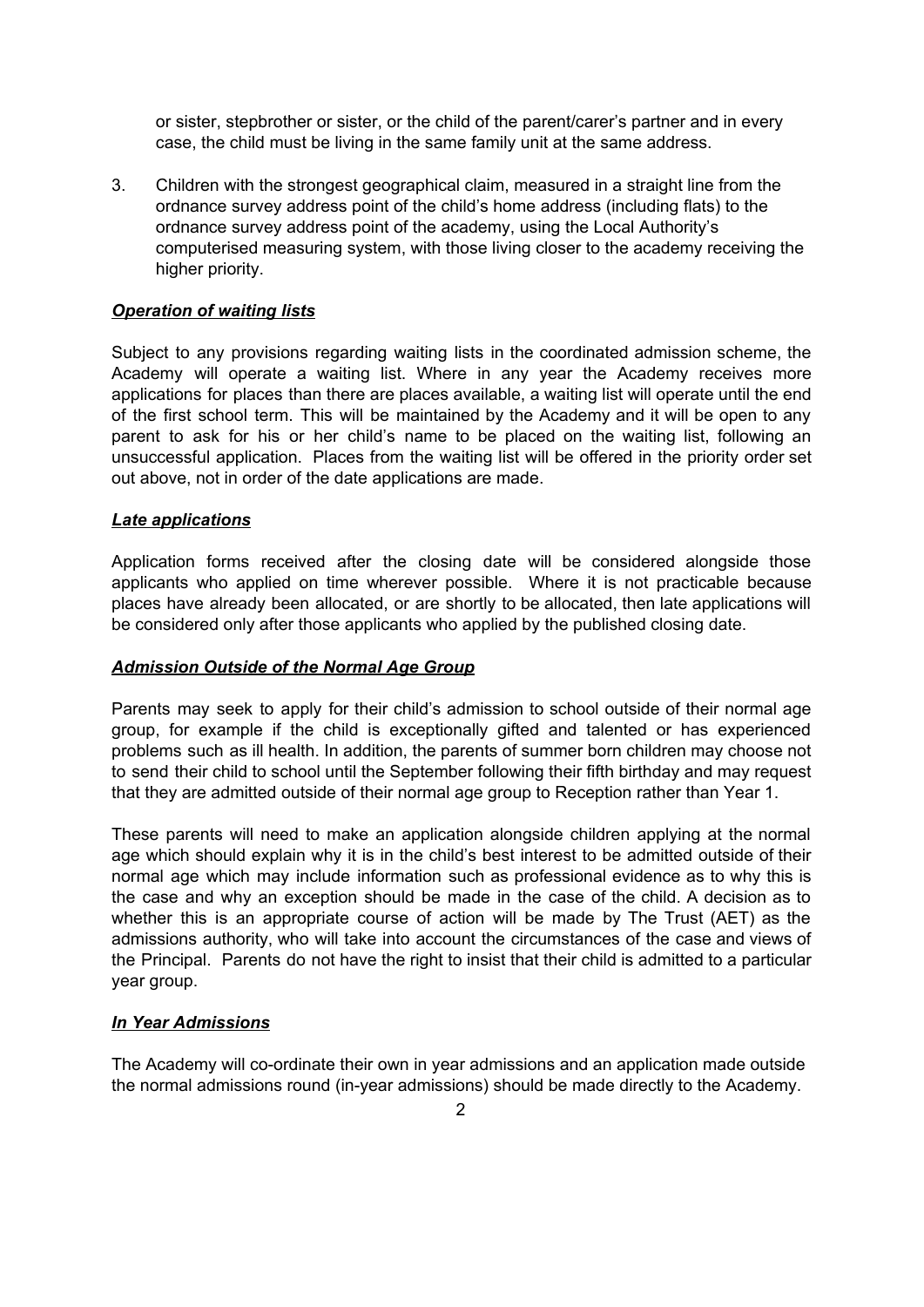or sister, stepbrother or sister, or the child of the parent/carer's partner and in every case, the child must be living in the same family unit at the same address.

3. Children with the strongest geographical claim, measured in a straight line from the ordnance survey address point of the child's home address (including flats) to the ordnance survey address point of the academy, using the Local Authority's computerised measuring system, with those living closer to the academy receiving the higher priority.

***Operation of waiting lists***

Subject to any provisions regarding waiting lists in the coordinated admission scheme, the Academy will operate a waiting list. Where in any year the Academy receives more applications for places than there are places available, a waiting list will operate until the end of the first school term. This will be maintained by the Academy and it will be open to any parent to ask for his or her child's name to be placed on the waiting list, following an unsuccessful application. Places from the waiting list will be offered in the priority order set out above, not in order of the date applications are made.

***Late applications***

Application forms received after the closing date will be considered alongside those applicants who applied on time wherever possible. Where it is not practicable because places have already been allocated, or are shortly to be allocated, then late applications will be considered only after those applicants who applied by the published closing date.

***Admission Outside of the Normal Age Group***

Parents may seek to apply for their child's admission to school outside of their normal age group, for example if the child is exceptionally gifted and talented or has experienced problems such as ill health. In addition, the parents of summer born children may choose not to send their child to school until the September following their fifth birthday and may request that they are admitted outside of their normal age group to Reception rather than Year 1.

These parents will need to make an application alongside children applying at the normal age which should explain why it is in the child's best interest to be admitted outside of their normal age which may include information such as professional evidence as to why this is the case and why an exception should be made in the case of the child. A decision as to whether this is an appropriate course of action will be made by The Trust (AET) as the admissions authority, who will take into account the circumstances of the case and views of the Principal. Parents do not have the right to insist that their child is admitted to a particular year group.

***In Year Admissions***

The Academy will co-ordinate their own in year admissions and an application made outside the normal admissions round (in-year admissions) should be made directly to the Academy.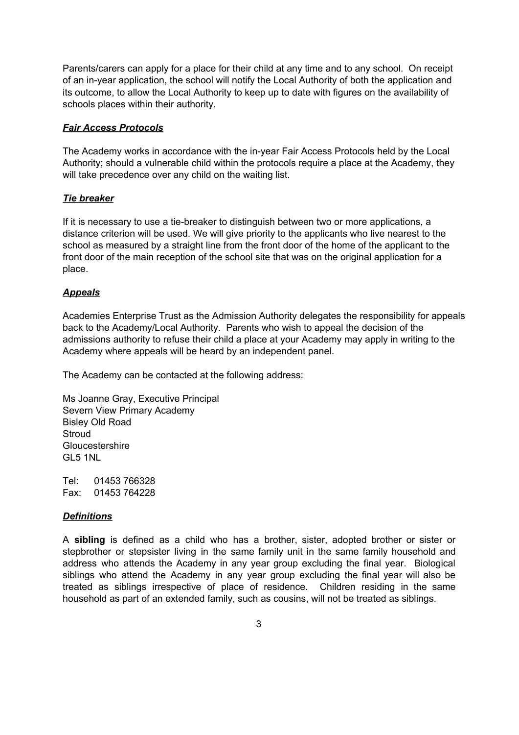Parents/carers can apply for a place for their child at any time and to any school. On receipt of an in-year application, the school will notify the Local Authority of both the application and its outcome, to allow the Local Authority to keep up to date with figures on the availability of schools places within their authority.

### ***Fair Access Protocols***

The Academy works in accordance with the in-year Fair Access Protocols held by the Local Authority; should a vulnerable child within the protocols require a place at the Academy, they will take precedence over any child on the waiting list.

### ***Tie breaker***

If it is necessary to use a tie-breaker to distinguish between two or more applications, a distance criterion will be used. We will give priority to the applicants who live nearest to the school as measured by a straight line from the front door of the home of the applicant to the front door of the main reception of the school site that was on the original application for a place.

### ***Appeals***

Academies Enterprise Trust as the Admission Authority delegates the responsibility for appeals back to the Academy/Local Authority. Parents who wish to appeal the decision of the admissions authority to refuse their child a place at your Academy may apply in writing to the Academy where appeals will be heard by an independent panel.

The Academy can be contacted at the following address:

Ms Joanne Gray, Executive Principal  
Severn View Primary Academy  
Bisley Old Road  
Stroud  
Gloucestershire  
GL5 1NL

Tel: 01453 766328  
Fax: 01453 764228

### ***Definitions***

A **sibling** is defined as a child who has a brother, sister, adopted brother or sister or stepbrother or stepsister living in the same family unit in the same family household and address who attends the Academy in any year group excluding the final year. Biological siblings who attend the Academy in any year group excluding the final year will also be treated as siblings irrespective of place of residence. Children residing in the same household as part of an extended family, such as cousins, will not be treated as siblings.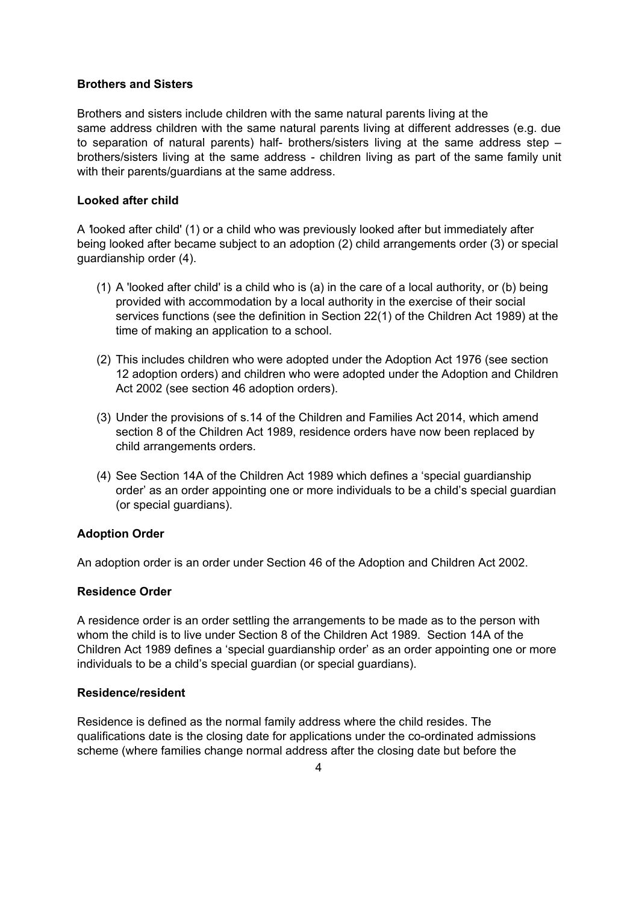**Brothers and Sisters**

Brothers and sisters include children with the same natural parents living at the same address children with the same natural parents living at different addresses (e.g. due to separation of natural parents) half- brothers/sisters living at the same address step – brothers/sisters living at the same address - children living as part of the same family unit with their parents/guardians at the same address.

**Looked after child**

A 'looked after child' (1) or a child who was previously looked after but immediately after being looked after became subject to an adoption (2) child arrangements order (3) or special guardianship order (4).

(1) A 'looked after child' is a child who is (a) in the care of a local authority, or (b) being provided with accommodation by a local authority in the exercise of their social services functions (see the definition in Section 22(1) of the Children Act 1989) at the time of making an application to a school.

(2) This includes children who were adopted under the Adoption Act 1976 (see section 12 adoption orders) and children who were adopted under the Adoption and Children Act 2002 (see section 46 adoption orders).

(3) Under the provisions of s.14 of the Children and Families Act 2014, which amend section 8 of the Children Act 1989, residence orders have now been replaced by child arrangements orders.

(4) See Section 14A of the Children Act 1989 which defines a 'special guardianship order' as an order appointing one or more individuals to be a child's special guardian (or special guardians).

**Adoption Order**

An adoption order is an order under Section 46 of the Adoption and Children Act 2002.

**Residence Order**

A residence order is an order settling the arrangements to be made as to the person with whom the child is to live under Section 8 of the Children Act 1989. Section 14A of the Children Act 1989 defines a 'special guardianship order' as an order appointing one or more individuals to be a child's special guardian (or special guardians).

**Residence/resident**

Residence is defined as the normal family address where the child resides. The qualifications date is the closing date for applications under the co-ordinated admissions scheme (where families change normal address after the closing date but before the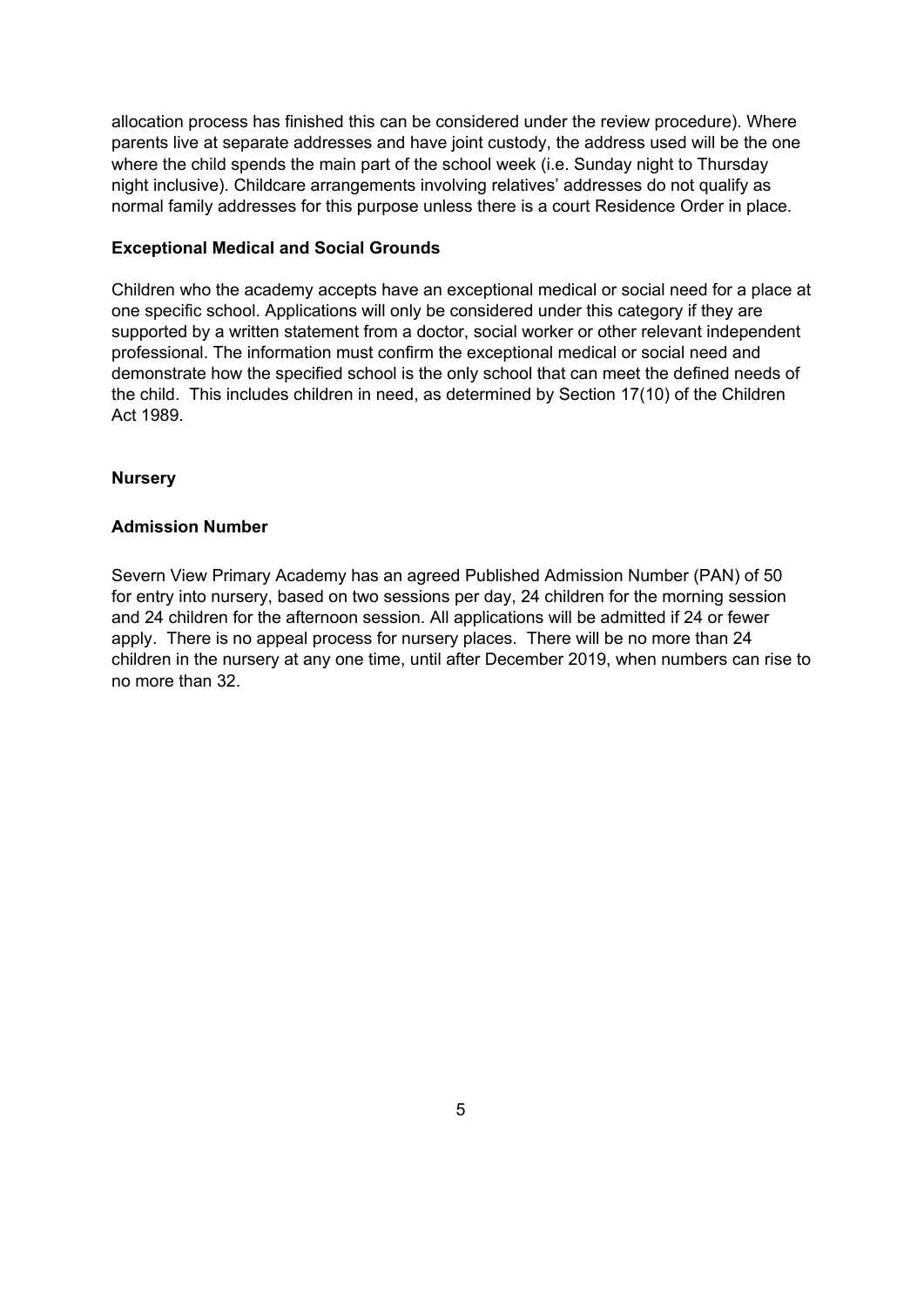allocation process has finished this can be considered under the review procedure). Where parents live at separate addresses and have joint custody, the address used will be the one where the child spends the main part of the school week (i.e. Sunday night to Thursday night inclusive). Childcare arrangements involving relatives' addresses do not qualify as normal family addresses for this purpose unless there is a court Residence Order in place.

**Exceptional Medical and Social Grounds**

Children who the academy accepts have an exceptional medical or social need for a place at one specific school. Applications will only be considered under this category if they are supported by a written statement from a doctor, social worker or other relevant independent professional. The information must confirm the exceptional medical or social need and demonstrate how the specified school is the only school that can meet the defined needs of the child. This includes children in need, as determined by Section 17(10) of the Children Act 1989.

**Nursery**

**Admission Number**

Severn View Primary Academy has an agreed Published Admission Number (PAN) of 50 for entry into nursery, based on two sessions per day, 24 children for the morning session and 24 children for the afternoon session. All applications will be admitted if 24 or fewer apply. There is no appeal process for nursery places. There will be no more than 24 children in the nursery at any one time, until after December 2019, when numbers can rise to no more than 32.